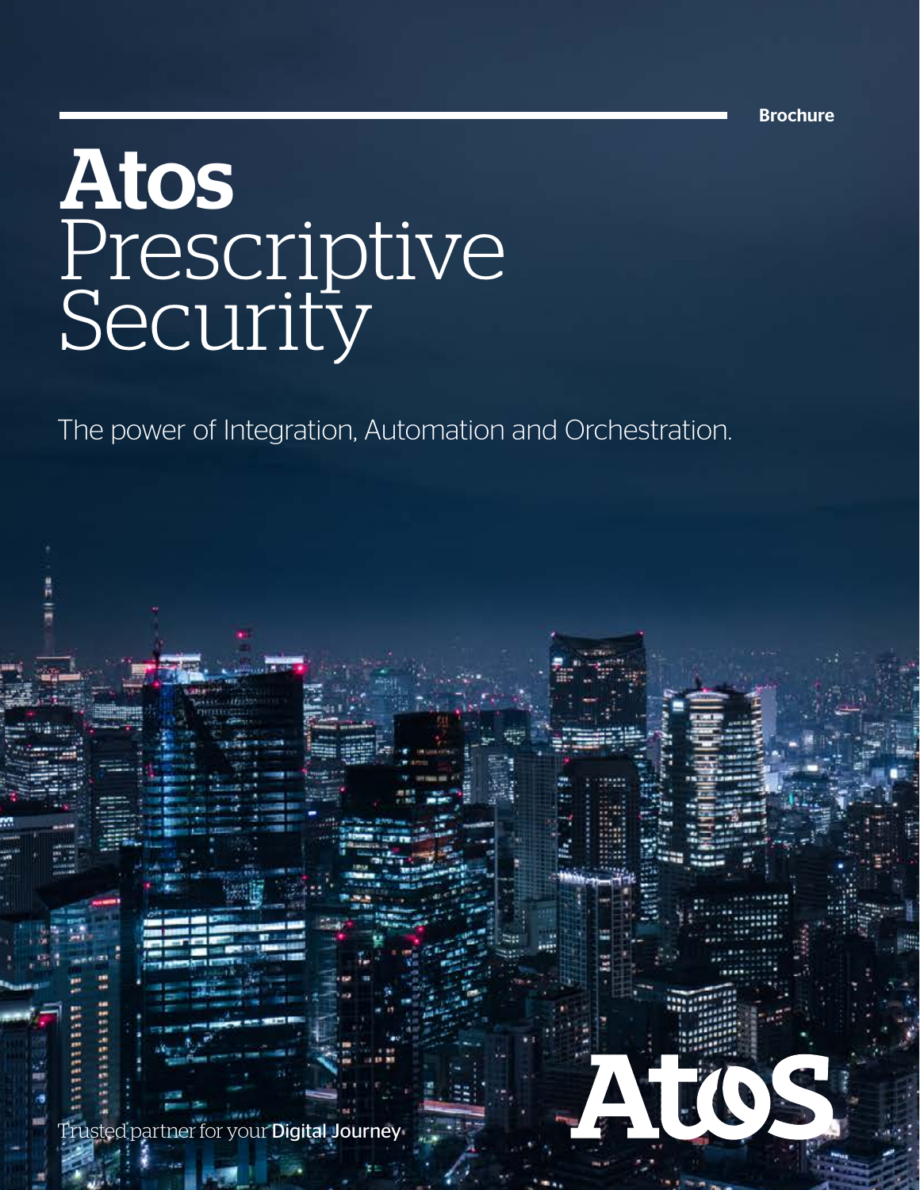Brochure

# Atos Prescriptive Security

The power of Integration, Automation and Orchestration.

Trusted partner for your Digital Journey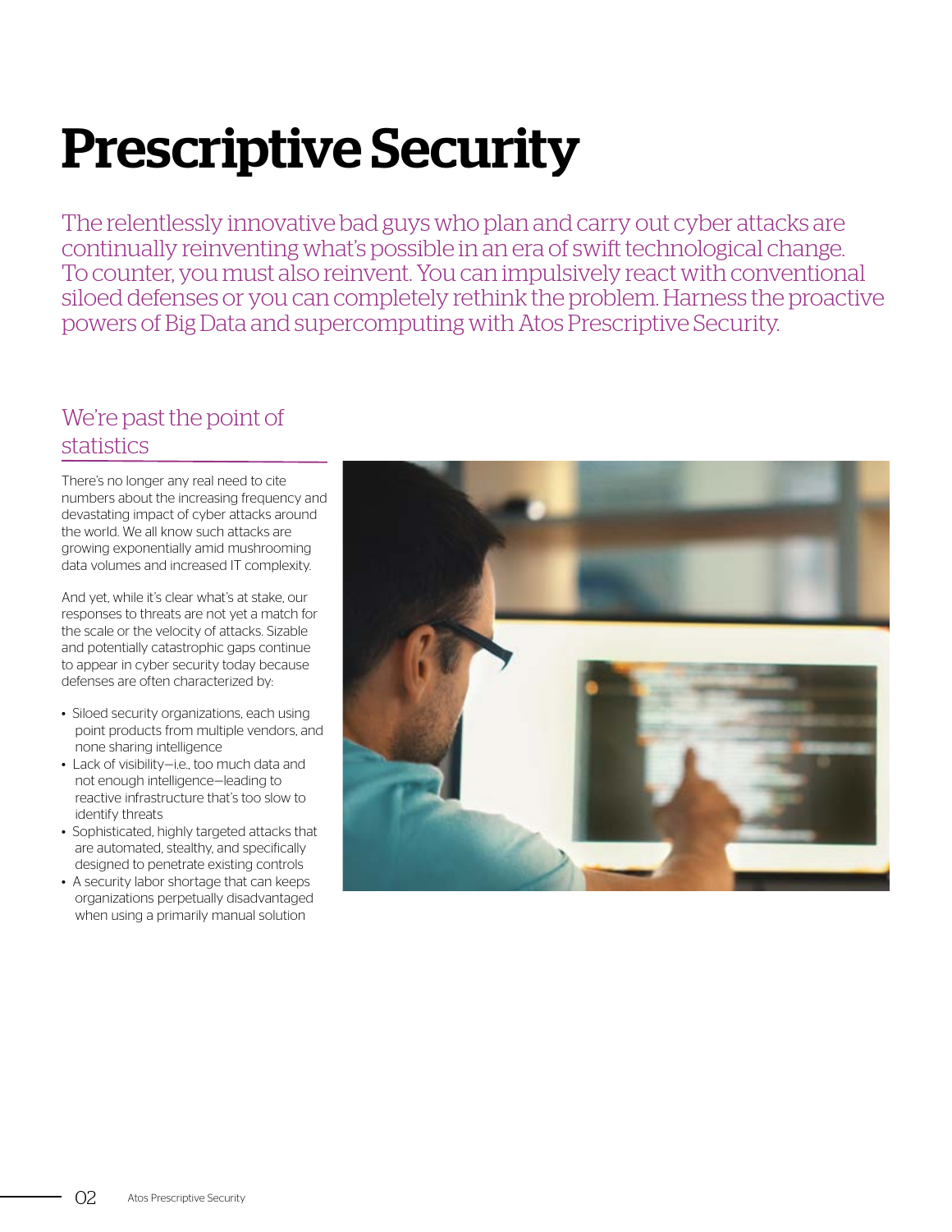# Prescriptive Security

The relentlessly innovative bad guys who plan and carry out cyber attacks are continually reinventing what's possible in an era of swift technological change. To counter, you must also reinvent. You can impulsively react with conventional siloed defenses or you can completely rethink the problem. Harness the proactive powers of Big Data and supercomputing with Atos Prescriptive Security.

## We're past the point of statistics

There's no longer any real need to cite numbers about the increasing frequency and devastating impact of cyber attacks around the world. We all know such attacks are growing exponentially amid mushrooming data volumes and increased IT complexity.

And yet, while it's clear what's at stake, our responses to threats are not yet a match for the scale or the velocity of attacks. Sizable and potentially catastrophic gaps continue to appear in cyber security today because defenses are often characterized by:

- Siloed security organizations, each using point products from multiple vendors, and none sharing intelligence
- Lack of visibility—i.e., too much data and not enough intelligence—leading to reactive infrastructure that's too slow to identify threats
- Sophisticated, highly targeted attacks that are automated, stealthy, and specifically designed to penetrate existing controls
- A security labor shortage that can keeps organizations perpetually disadvantaged when using a primarily manual solution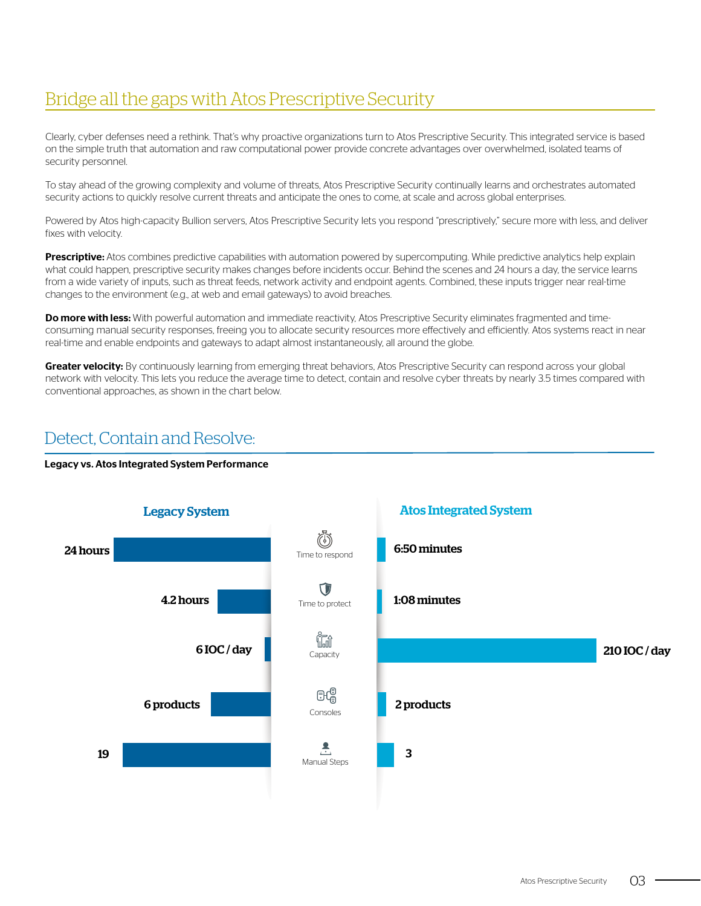## Bridge all the gaps with Atos Prescriptive Security

Clearly, cyber defenses need a rethink. That's why proactive organizations turn to Atos Prescriptive Security. This integrated service is based on the simple truth that automation and raw computational power provide concrete advantages over overwhelmed, isolated teams of security personnel.

To stay ahead of the growing complexity and volume of threats, Atos Prescriptive Security continually learns and orchestrates automated security actions to quickly resolve current threats and anticipate the ones to come, at scale and across global enterprises.

Powered by Atos high-capacity Bullion servers, Atos Prescriptive Security lets you respond "prescriptively," secure more with less, and deliver fixes with velocity.

**Prescriptive:** Atos combines predictive capabilities with automation powered by supercomputing. While predictive analytics help explain what could happen, prescriptive security makes changes before incidents occur. Behind the scenes and 24 hours a day, the service learns from a wide variety of inputs, such as threat feeds, network activity and endpoint agents. Combined, these inputs trigger near real-time changes to the environment (e.g., at web and email gateways) to avoid breaches.

**Do more with less:** With powerful automation and immediate reactivity, Atos Prescriptive Security eliminates fragmented and time-consuming manual security responses, freeing you to allocate security resources more effectively and efficiently. Atos systems react in near real-time and enable endpoints and gateways to adapt almost instantaneously, all around the globe.

**Greater velocity:** By continuously learning from emerging threat behaviors, Atos Prescriptive Security can respond across your global network with velocity. This lets you reduce the average time to detect, contain and resolve cyber threats by nearly 3.5 times compared with conventional approaches, as shown in the chart below.

## Detect, Contain and Resolve:

**Legacy vs. Atos Integrated System Performance**

| Legacy System | | Atos Integrated System |
|---|---|---|
| 24 hours | Time to respond | 6:50 minutes |
| 4.2 hours | Time to protect | 1:08 minutes |
| 6 IOC / day | Capacity | 210 IOC / day |
| 6 products | Consoles | 2 products |
| 19 | Manual Steps | 3 |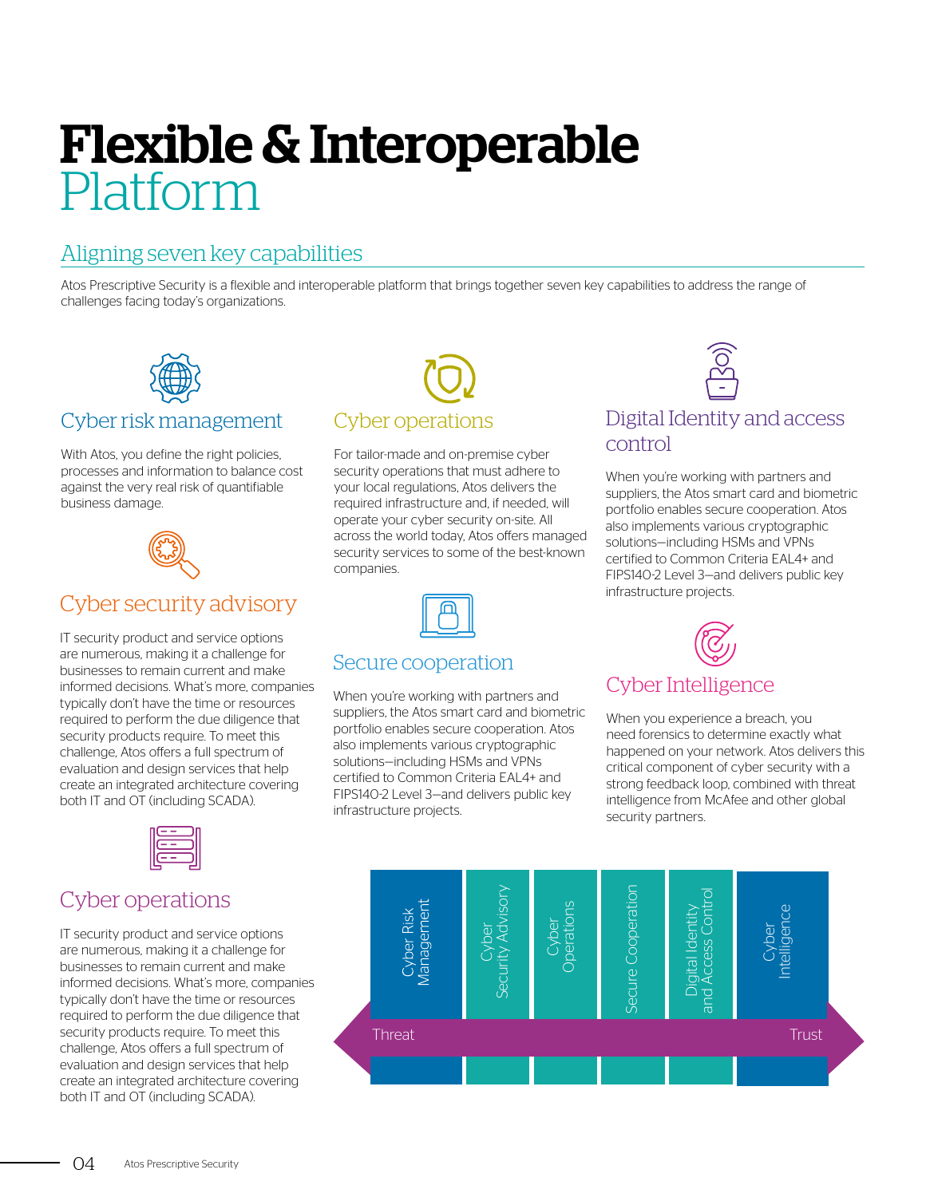# Flexible & Interoperable Platform

## Aligning seven key capabilities

Atos Prescriptive Security is a flexible and interoperable platform that brings together seven key capabilities to address the range of challenges facing today's organizations.

### Cyber risk management

With Atos, you define the right policies, processes and information to balance cost against the very real risk of quantifiable business damage.

### Cyber security advisory

IT security product and service options are numerous, making it a challenge for businesses to remain current and make informed decisions. What's more, companies typically don't have the time or resources required to perform the due diligence that security products require. To meet this challenge, Atos offers a full spectrum of evaluation and design services that help create an integrated architecture covering both IT and OT (including SCADA).

### Cyber operations

IT security product and service options are numerous, making it a challenge for businesses to remain current and make informed decisions. What's more, companies typically don't have the time or resources required to perform the due diligence that security products require. To meet this challenge, Atos offers a full spectrum of evaluation and design services that help create an integrated architecture covering both IT and OT (including SCADA).

### Cyber operations

For tailor-made and on-premise cyber security operations that must adhere to your local regulations, Atos delivers the required infrastructure and, if needed, will operate your cyber security on-site. All across the world today, Atos offers managed security services to some of the best-known companies.

### Secure cooperation

When you're working with partners and suppliers, the Atos smart card and biometric portfolio enables secure cooperation. Atos also implements various cryptographic solutions—including HSMs and VPNs certified to Common Criteria EAL4+ and FIPS140-2 Level 3—and delivers public key infrastructure projects.

### Digital Identity and access control

When you're working with partners and suppliers, the Atos smart card and biometric portfolio enables secure cooperation. Atos also implements various cryptographic solutions—including HSMs and VPNs certified to Common Criteria EAL4+ and FIPS140-2 Level 3—and delivers public key infrastructure projects.

### Cyber Intelligence

When you experience a breach, you need forensics to determine exactly what happened on your network. Atos delivers this critical component of cyber security with a strong feedback loop, combined with threat intelligence from McAfee and other global security partners.

Cyber Risk Management | Cyber Security Advisory | Cyber Operations | Secure Cooperation | Digital Identity and Access Control | Cyber Intelligence

Threat — Trust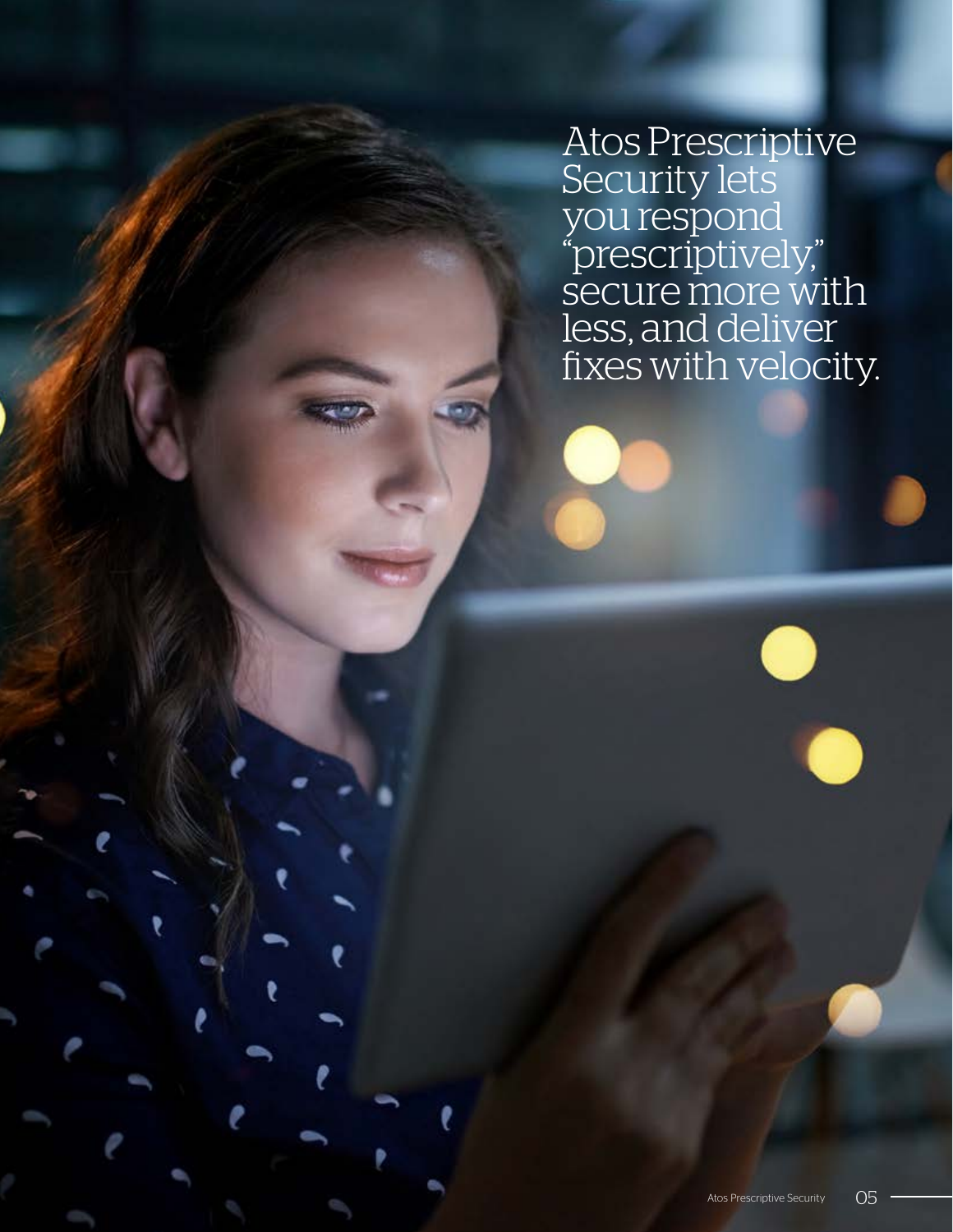Atos Prescriptive Security lets you respond "prescriptively," secure more with less, and deliver fixes with velocity.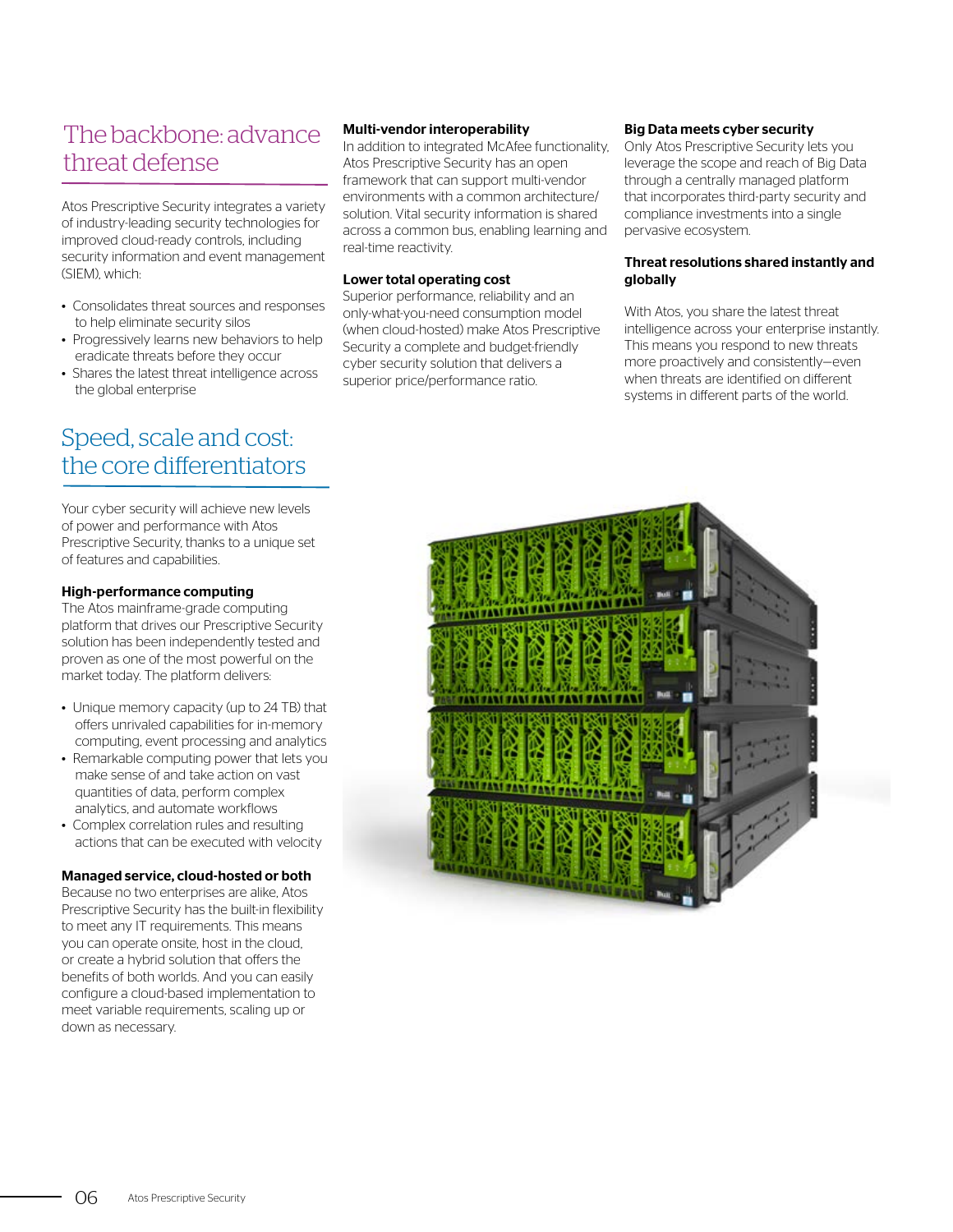## The backbone: advance threat defense

Atos Prescriptive Security integrates a variety of industry-leading security technologies for improved cloud-ready controls, including security information and event management (SIEM), which:

- Consolidates threat sources and responses to help eliminate security silos
- Progressively learns new behaviors to help eradicate threats before they occur
- Shares the latest threat intelligence across the global enterprise

## Speed, scale and cost: the core differentiators

Your cyber security will achieve new levels of power and performance with Atos Prescriptive Security, thanks to a unique set of features and capabilities.

**High-performance computing**

The Atos mainframe-grade computing platform that drives our Prescriptive Security solution has been independently tested and proven as one of the most powerful on the market today. The platform delivers:

- Unique memory capacity (up to 24 TB) that offers unrivaled capabilities for in-memory computing, event processing and analytics
- Remarkable computing power that lets you make sense of and take action on vast quantities of data, perform complex analytics, and automate workflows
- Complex correlation rules and resulting actions that can be executed with velocity

**Managed service, cloud-hosted or both**

Because no two enterprises are alike, Atos Prescriptive Security has the built-in flexibility to meet any IT requirements. This means you can operate onsite, host in the cloud, or create a hybrid solution that offers the benefits of both worlds. And you can easily configure a cloud-based implementation to meet variable requirements, scaling up or down as necessary.

**Multi-vendor interoperability**

In addition to integrated McAfee functionality, Atos Prescriptive Security has an open framework that can support multi-vendor environments with a common architecture/solution. Vital security information is shared across a common bus, enabling learning and real-time reactivity.

**Lower total operating cost**

Superior performance, reliability and an only-what-you-need consumption model (when cloud-hosted) make Atos Prescriptive Security a complete and budget-friendly cyber security solution that delivers a superior price/performance ratio.

**Big Data meets cyber security**

Only Atos Prescriptive Security lets you leverage the scope and reach of Big Data through a centrally managed platform that incorporates third-party security and compliance investments into a single pervasive ecosystem.

**Threat resolutions shared instantly and globally**

With Atos, you share the latest threat intelligence across your enterprise instantly. This means you respond to new threats more proactively and consistently—even when threats are identified on different systems in different parts of the world.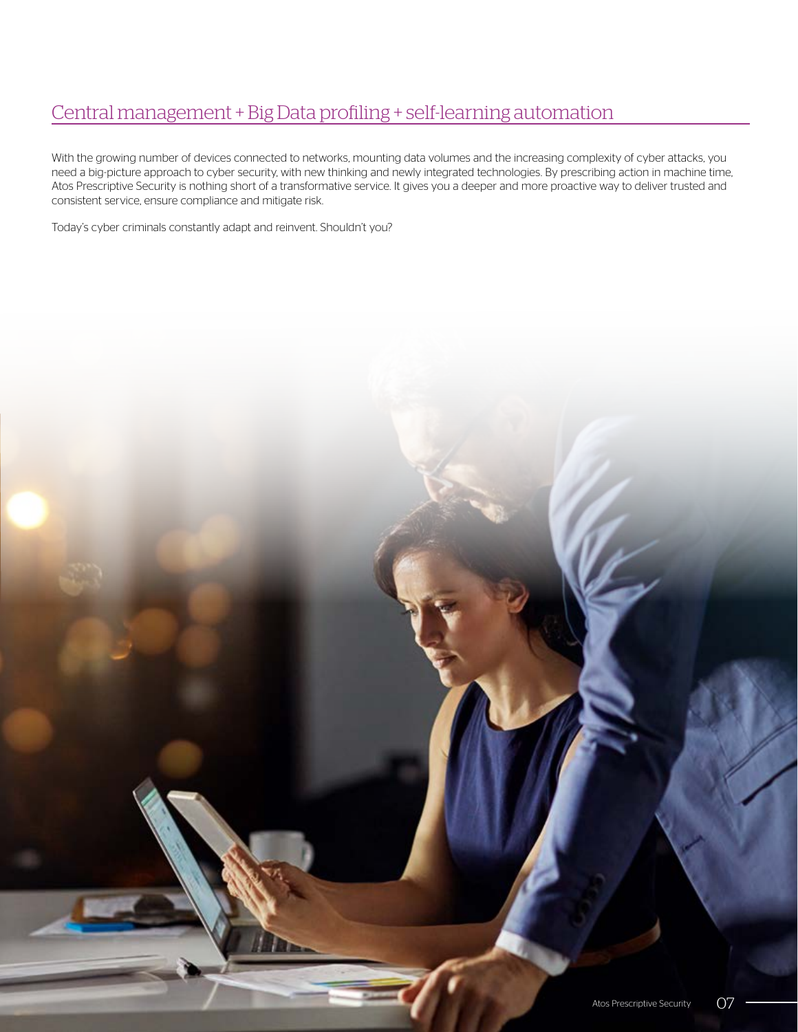## Central management + Big Data profiling + self-learning automation

With the growing number of devices connected to networks, mounting data volumes and the increasing complexity of cyber attacks, you need a big-picture approach to cyber security, with new thinking and newly integrated technologies. By prescribing action in machine time, Atos Prescriptive Security is nothing short of a transformative service. It gives you a deeper and more proactive way to deliver trusted and consistent service, ensure compliance and mitigate risk.

Today's cyber criminals constantly adapt and reinvent. Shouldn't you?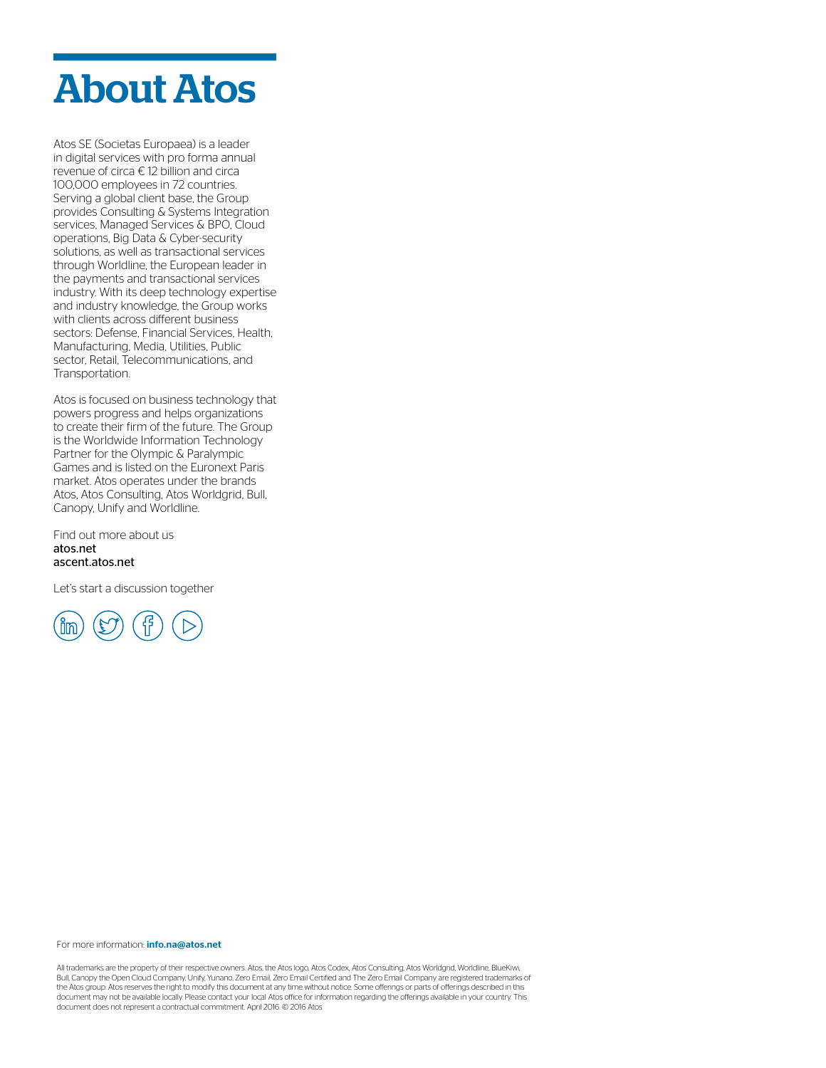# About Atos

Atos SE (Societas Europaea) is a leader in digital services with pro forma annual revenue of circa € 12 billion and circa 100,000 employees in 72 countries. Serving a global client base, the Group provides Consulting & Systems Integration services, Managed Services & BPO, Cloud operations, Big Data & Cyber-security solutions, as well as transactional services through Worldline, the European leader in the payments and transactional services industry. With its deep technology expertise and industry knowledge, the Group works with clients across different business sectors: Defense, Financial Services, Health, Manufacturing, Media, Utilities, Public sector, Retail, Telecommunications, and Transportation.

Atos is focused on business technology that powers progress and helps organizations to create their firm of the future. The Group is the Worldwide Information Technology Partner for the Olympic & Paralympic Games and is listed on the Euronext Paris market. Atos operates under the brands Atos, Atos Consulting, Atos Worldgrid, Bull, Canopy, Unify and Worldline.

Find out more about us
atos.net
ascent.atos.net

Let's start a discussion together

For more information: **info.na@atos.net**

All trademarks are the property of their respective owners. Atos, the Atos logo, Atos Codex, Atos Consulting, Atos Worldgrid, Worldline, BlueKiwi, Bull, Canopy the Open Cloud Company, Unify, Yunano, Zero Email, Zero Email Certified and The Zero Email Company are registered trademarks of the Atos group. Atos reserves the right to modify this document at any time without notice. Some offerings or parts of offerings described in this document may not be available locally. Please contact your local Atos office for information regarding the offerings available in your country. This document does not represent a contractual commitment. April 2016. © 2016 Atos